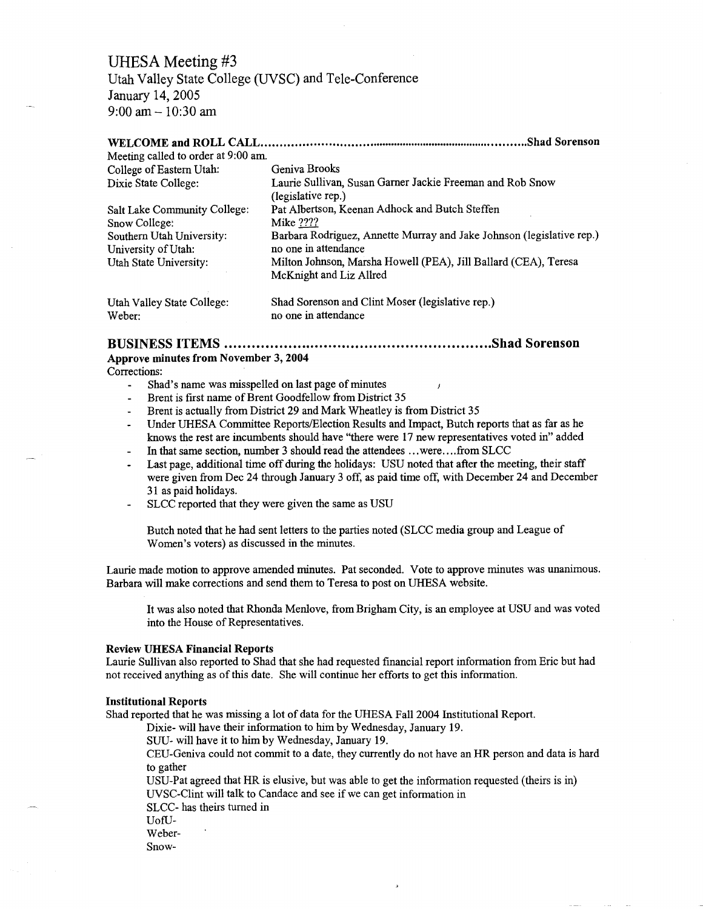# UHESA Meeting #3

Utah Valley State College (UVSC) and Tele-Conference
January 14, 2005
9:00 am – 10:30 am

## WELCOME and ROLL CALL........................................................................Shad Sorenson

Meeting called to order at 9:00 am.

| | |
|---|---|
| College of Eastern Utah: | Geniva Brooks |
| Dixie State College: | Laurie Sullivan, Susan Garner Jackie Freeman and Rob Snow (legislative rep.) |
| Salt Lake Community College: | Pat Albertson, Keenan Adhock and Butch Steffen |
| Snow College: | Mike ???? |
| Southern Utah University: | Barbara Rodriguez, Annette Murray and Jake Johnson (legislative rep.) |
| University of Utah: | no one in attendance |
| Utah State University: | Milton Johnson, Marsha Howell (PEA), Jill Ballard (CEA), Teresa McKnight and Liz Allred |
| Utah Valley State College: | Shad Sorenson and Clint Moser (legislative rep.) |
| Weber: | no one in attendance |

## BUSINESS ITEMS ........................................................Shad Sorenson

**Approve minutes from November 3, 2004**

Corrections:

- Shad's name was misspelled on last page of minutes
- Brent is first name of Brent Goodfellow from District 35
- Brent is actually from District 29 and Mark Wheatley is from District 35
- Under UHESA Committee Reports/Election Results and Impact, Butch reports that as far as he knows the rest are incumbents should have "there were 17 new representatives voted in" added
- In that same section, number 3 should read the attendees ...were....from SLCC
- Last page, additional time off during the holidays: USU noted that after the meeting, their staff were given from Dec 24 through January 3 off, as paid time off, with December 24 and December 31 as paid holidays.
- SLCC reported that they were given the same as USU

Butch noted that he had sent letters to the parties noted (SLCC media group and League of Women's voters) as discussed in the minutes.

Laurie made motion to approve amended minutes. Pat seconded. Vote to approve minutes was unanimous. Barbara will make corrections and send them to Teresa to post on UHESA website.

It was also noted that Rhonda Menlove, from Brigham City, is an employee at USU and was voted into the House of Representatives.

**Review UHESA Financial Reports**

Laurie Sullivan also reported to Shad that she had requested financial report information from Eric but had not received anything as of this date. She will continue her efforts to get this information.

**Institutional Reports**

Shad reported that he was missing a lot of data for the UHESA Fall 2004 Institutional Report.

Dixie- will have their information to him by Wednesday, January 19.
SUU- will have it to him by Wednesday, January 19.
CEU-Geniva could not commit to a date, they currently do not have an HR person and data is hard to gather
USU-Pat agreed that HR is elusive, but was able to get the information requested (theirs is in)
UVSC-Clint will talk to Candace and see if we can get information in
SLCC- has theirs turned in
UofU-
Weber-
Snow-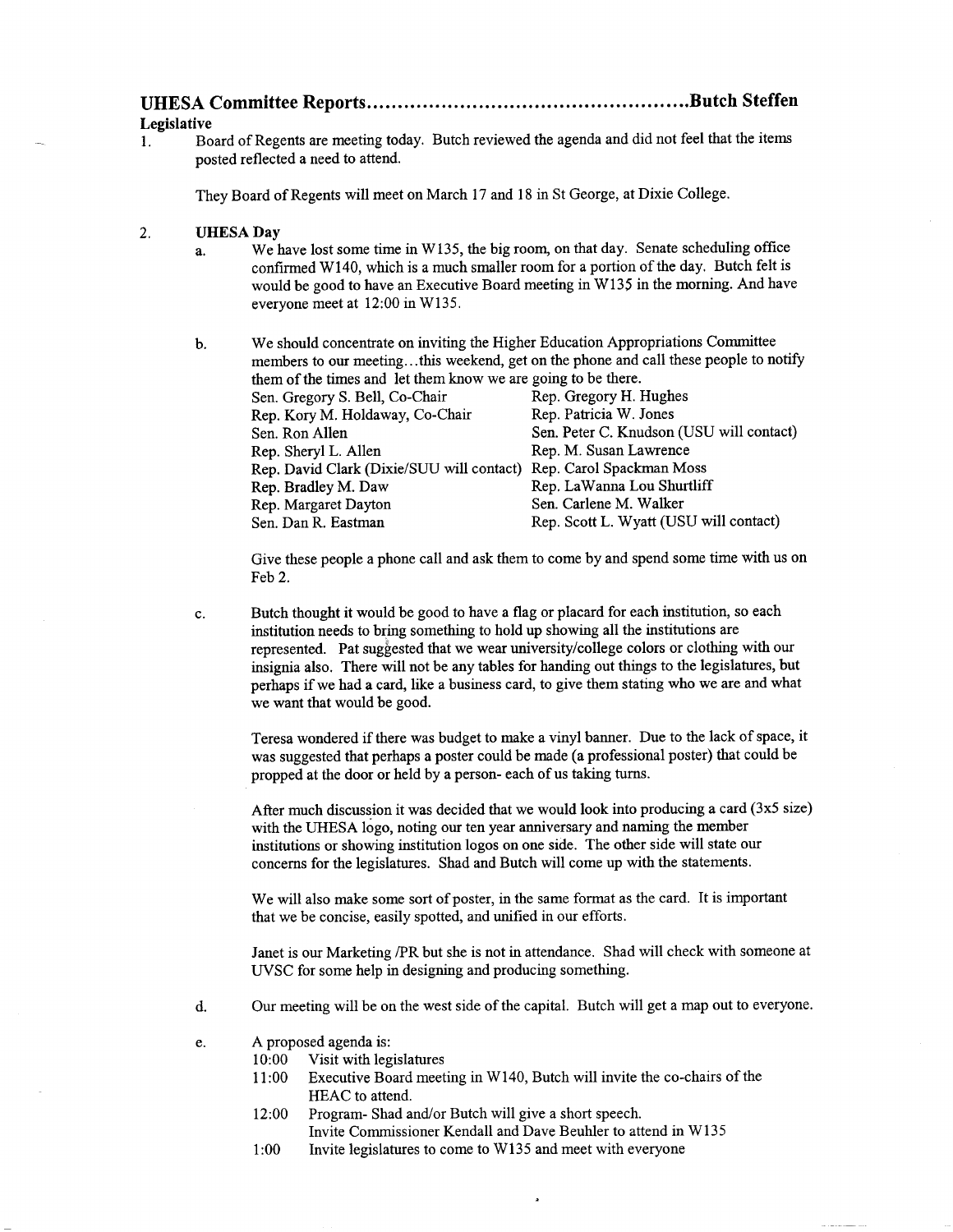## UHESA Committee Reports....................................................Butch Steffen

**Legislative**

1. Board of Regents are meeting today. Butch reviewed the agenda and did not feel that the items posted reflected a need to attend.

   They Board of Regents will meet on March 17 and 18 in St George, at Dixie College.

2. **UHESA Day**

   a. We have lost some time in W135, the big room, on that day. Senate scheduling office confirmed W140, which is a much smaller room for a portion of the day. Butch felt is would be good to have an Executive Board meeting in W135 in the morning. And have everyone meet at 12:00 in W135.

   b. We should concentrate on inviting the Higher Education Appropriations Committee members to our meeting…this weekend, get on the phone and call these people to notify them of the times and let them know we are going to be there.

   | | |
   |---|---|
   | Sen. Gregory S. Bell, Co-Chair | Rep. Gregory H. Hughes |
   | Rep. Kory M. Holdaway, Co-Chair | Rep. Patricia W. Jones |
   | Sen. Ron Allen | Sen. Peter C. Knudson (USU will contact) |
   | Rep. Sheryl L. Allen | Rep. M. Susan Lawrence |
   | Rep. David Clark (Dixie/SUU will contact) | Rep. Carol Spackman Moss |
   | Rep. Bradley M. Daw | Rep. LaWanna Lou Shurtliff |
   | Rep. Margaret Dayton | Sen. Carlene M. Walker |
   | Sen. Dan R. Eastman | Rep. Scott L. Wyatt (USU will contact) |

   Give these people a phone call and ask them to come by and spend some time with us on Feb 2.

   c. Butch thought it would be good to have a flag or placard for each institution, so each institution needs to bring something to hold up showing all the institutions are represented. Pat suggested that we wear university/college colors or clothing with our insignia also. There will not be any tables for handing out things to the legislatures, but perhaps if we had a card, like a business card, to give them stating who we are and what we want that would be good.

   Teresa wondered if there was budget to make a vinyl banner. Due to the lack of space, it was suggested that perhaps a poster could be made (a professional poster) that could be propped at the door or held by a person- each of us taking turns.

   After much discussion it was decided that we would look into producing a card (3x5 size) with the UHESA logo, noting our ten year anniversary and naming the member institutions or showing institution logos on one side. The other side will state our concerns for the legislatures. Shad and Butch will come up with the statements.

   We will also make some sort of poster, in the same format as the card. It is important that we be concise, easily spotted, and unified in our efforts.

   Janet is our Marketing /PR but she is not in attendance. Shad will check with someone at UVSC for some help in designing and producing something.

   d. Our meeting will be on the west side of the capital. Butch will get a map out to everyone.

   e. A proposed agenda is:

   - 10:00 Visit with legislatures
   - 11:00 Executive Board meeting in W140, Butch will invite the co-chairs of the HEAC to attend.
   - 12:00 Program- Shad and/or Butch will give a short speech. Invite Commissioner Kendall and Dave Beuhler to attend in W135
   - 1:00 Invite legislatures to come to W135 and meet with everyone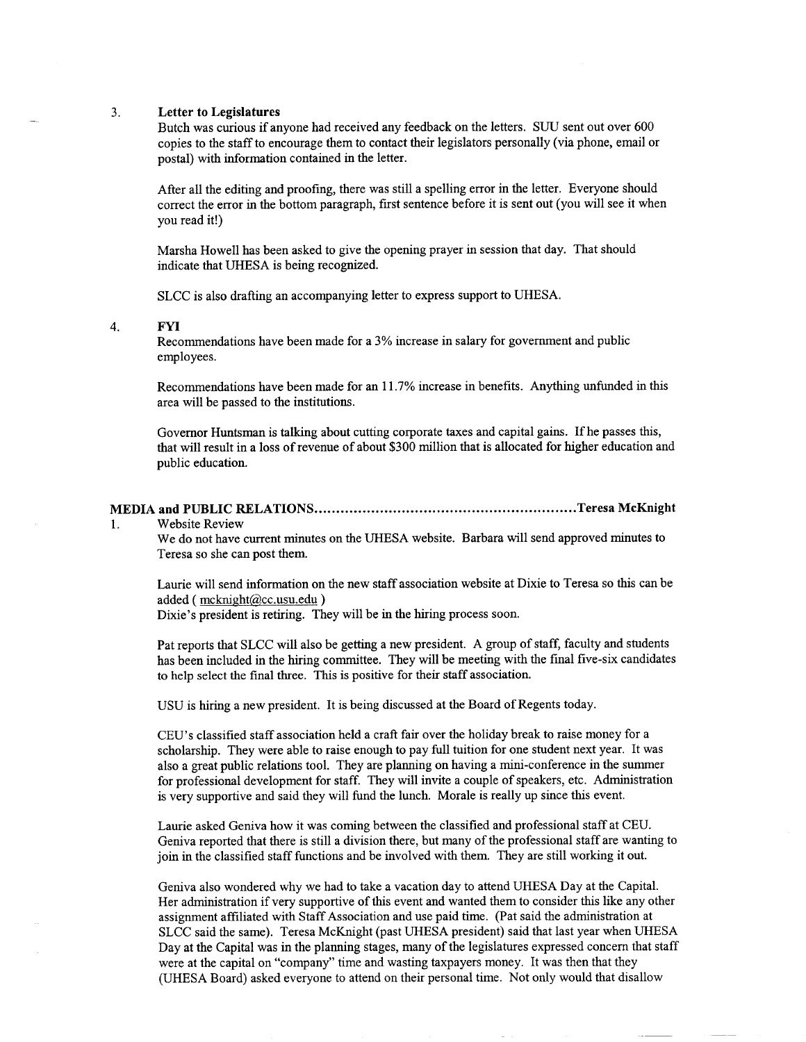3. **Letter to Legislatures**

   Butch was curious if anyone had received any feedback on the letters. SUU sent out over 600 copies to the staff to encourage them to contact their legislators personally (via phone, email or postal) with information contained in the letter.

   After all the editing and proofing, there was still a spelling error in the letter. Everyone should correct the error in the bottom paragraph, first sentence before it is sent out (you will see it when you read it!)

   Marsha Howell has been asked to give the opening prayer in session that day. That should indicate that UHESA is being recognized.

   SLCC is also drafting an accompanying letter to express support to UHESA.

4. **FYI**

   Recommendations have been made for a 3% increase in salary for government and public employees.

   Recommendations have been made for an 11.7% increase in benefits. Anything unfunded in this area will be passed to the institutions.

   Governor Huntsman is talking about cutting corporate taxes and capital gains. If he passes this, that will result in a loss of revenue of about $300 million that is allocated for higher education and public education.

**MEDIA and PUBLIC RELATIONS..........................................................Teresa McKnight**

1. Website Review

   We do not have current minutes on the UHESA website. Barbara will send approved minutes to Teresa so she can post them.

   Laurie will send information on the new staff association website at Dixie to Teresa so this can be added ( mcknight@cc.usu.edu )
   Dixie's president is retiring. They will be in the hiring process soon.

   Pat reports that SLCC will also be getting a new president. A group of staff, faculty and students has been included in the hiring committee. They will be meeting with the final five-six candidates to help select the final three. This is positive for their staff association.

   USU is hiring a new president. It is being discussed at the Board of Regents today.

   CEU's classified staff association held a craft fair over the holiday break to raise money for a scholarship. They were able to raise enough to pay full tuition for one student next year. It was also a great public relations tool. They are planning on having a mini-conference in the summer for professional development for staff. They will invite a couple of speakers, etc. Administration is very supportive and said they will fund the lunch. Morale is really up since this event.

   Laurie asked Geniva how it was coming between the classified and professional staff at CEU. Geniva reported that there is still a division there, but many of the professional staff are wanting to join in the classified staff functions and be involved with them. They are still working it out.

   Geniva also wondered why we had to take a vacation day to attend UHESA Day at the Capital. Her administration if very supportive of this event and wanted them to consider this like any other assignment affiliated with Staff Association and use paid time. (Pat said the administration at SLCC said the same). Teresa McKnight (past UHESA president) said that last year when UHESA Day at the Capital was in the planning stages, many of the legislatures expressed concern that staff were at the capital on "company" time and wasting taxpayers money. It was then that they (UHESA Board) asked everyone to attend on their personal time. Not only would that disallow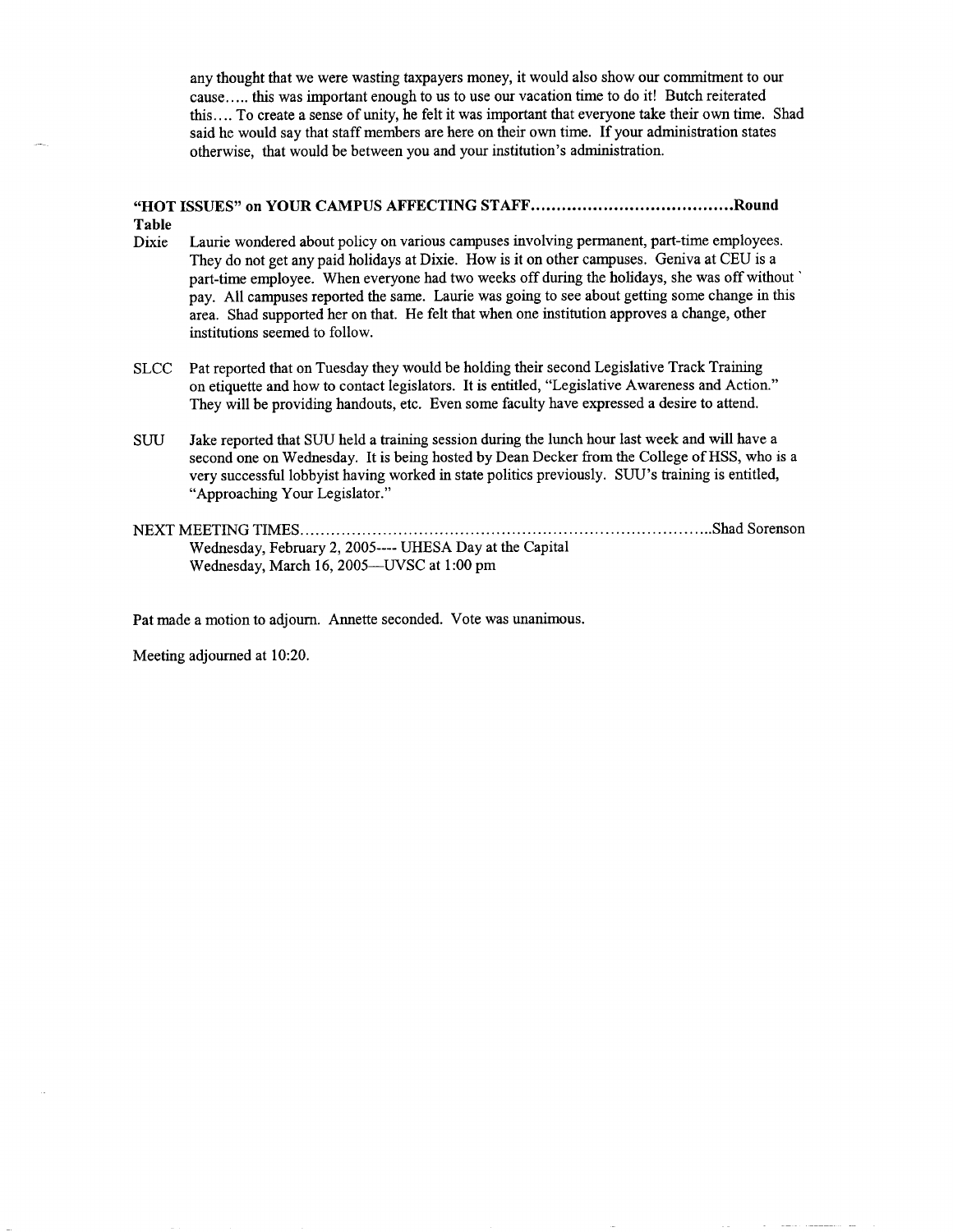any thought that we were wasting taxpayers money, it would also show our commitment to our cause….. this was important enough to us to use our vacation time to do it! Butch reiterated this…. To create a sense of unity, he felt it was important that everyone take their own time. Shad said he would say that staff members are here on their own time. If your administration states otherwise, that would be between you and your institution's administration.

**"HOT ISSUES" on YOUR CAMPUS AFFECTING STAFF……………………………………Round Table**

Dixie Laurie wondered about policy on various campuses involving permanent, part-time employees. They do not get any paid holidays at Dixie. How is it on other campuses. Geniva at CEU is a part-time employee. When everyone had two weeks off during the holidays, she was off without pay. All campuses reported the same. Laurie was going to see about getting some change in this area. Shad supported her on that. He felt that when one institution approves a change, other institutions seemed to follow.

SLCC Pat reported that on Tuesday they would be holding their second Legislative Track Training on etiquette and how to contact legislators. It is entitled, "Legislative Awareness and Action." They will be providing handouts, etc. Even some faculty have expressed a desire to attend.

SUU Jake reported that SUU held a training session during the lunch hour last week and will have a second one on Wednesday. It is being hosted by Dean Decker from the College of HSS, who is a very successful lobbyist having worked in state politics previously. SUU's training is entitled, "Approaching Your Legislator."

NEXT MEETING TIMES……………………………………………………………………………..Shad Sorenson

Wednesday, February 2, 2005---- UHESA Day at the Capital
Wednesday, March 16, 2005—UVSC at 1:00 pm

Pat made a motion to adjourn. Annette seconded. Vote was unanimous.

Meeting adjourned at 10:20.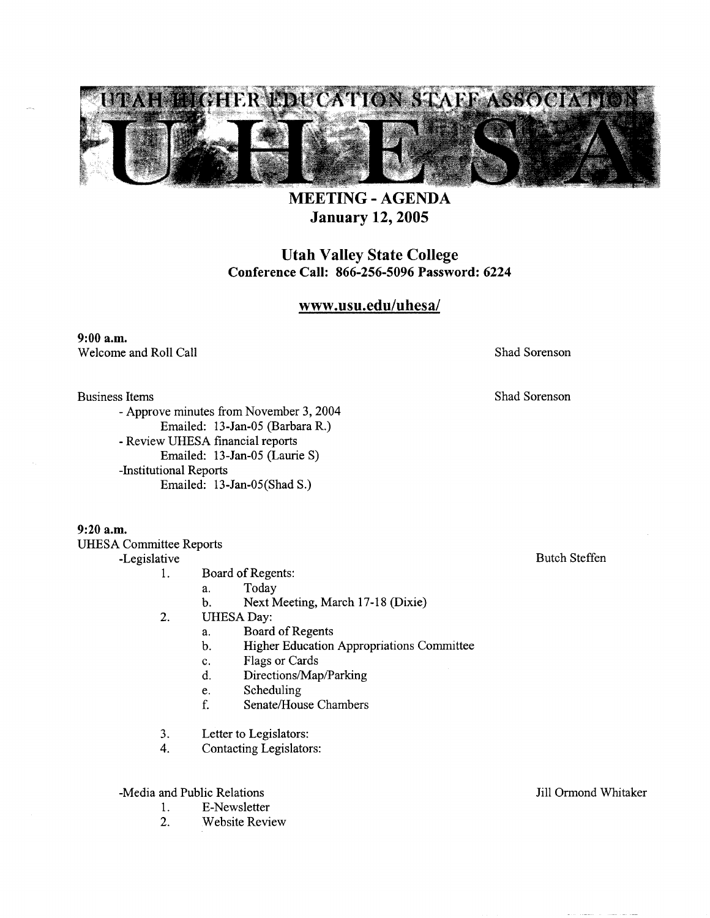# UTAH HIGHER EDUCATION STAFF ASSOCIATION

# UHESA

## MEETING - AGENDA
## January 12, 2005

### Utah Valley State College
**Conference Call: 866-256-5096 Password: 6224**

**www.usu.edu/uhesa/**

**9:00 a.m.**

Welcome and Roll Call — Shad Sorenson

Business Items — Shad Sorenson

- Approve minutes from November 3, 2004
  - Emailed: 13-Jan-05 (Barbara R.)
- Review UHESA financial reports
  - Emailed: 13-Jan-05 (Laurie S)
- Institutional Reports
  - Emailed: 13-Jan-05(Shad S.)

**9:20 a.m.**

UHESA Committee Reports

-Legislative — Butch Steffen

1. Board of Regents:
   a. Today
   b. Next Meeting, March 17-18 (Dixie)
2. UHESA Day:
   a. Board of Regents
   b. Higher Education Appropriations Committee
   c. Flags or Cards
   d. Directions/Map/Parking
   e. Scheduling
   f. Senate/House Chambers
3. Letter to Legislators:
4. Contacting Legislators:

-Media and Public Relations — Jill Ormond Whitaker

1. E-Newsletter
2. Website Review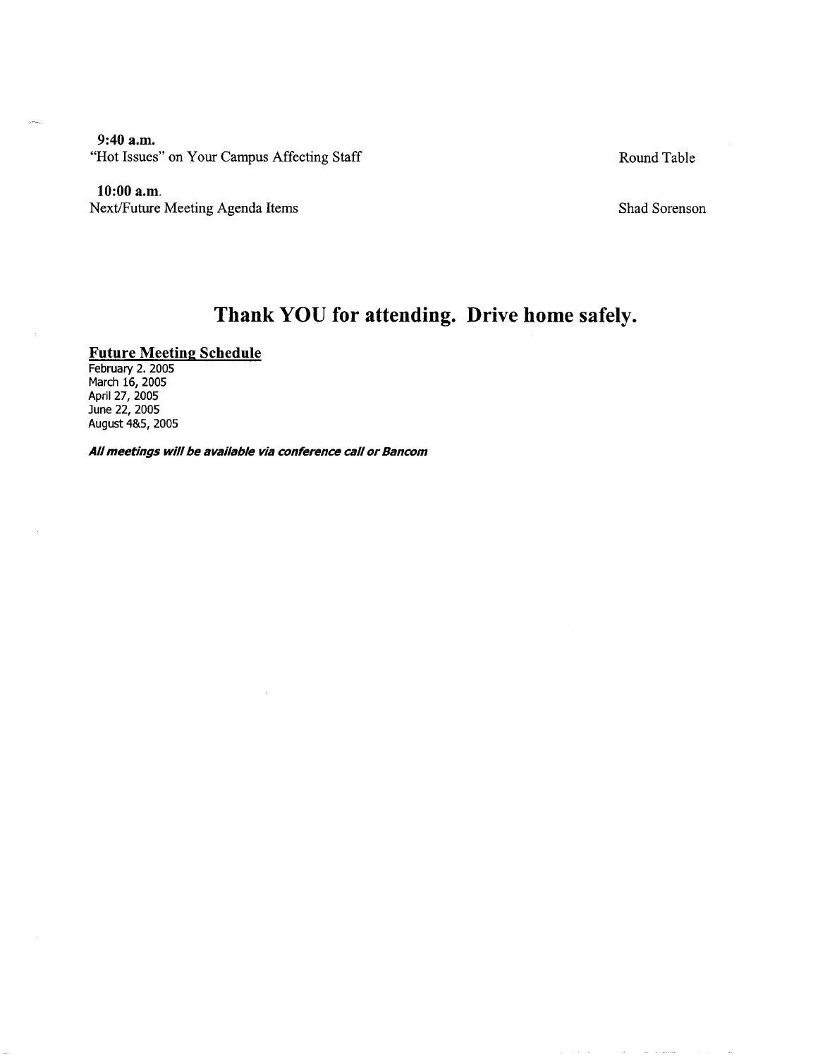**9:40 a.m.**
"Hot Issues" on Your Campus Affecting Staff — Round Table

**10:00 a.m.**
Next/Future Meeting Agenda Items — Shad Sorenson

# Thank YOU for attending. Drive home safely.

**Future Meeting Schedule**

February 2. 2005
March 16, 2005
April 27, 2005
June 22, 2005
August 4&5, 2005

***All meetings will be available via conference call or Bancom***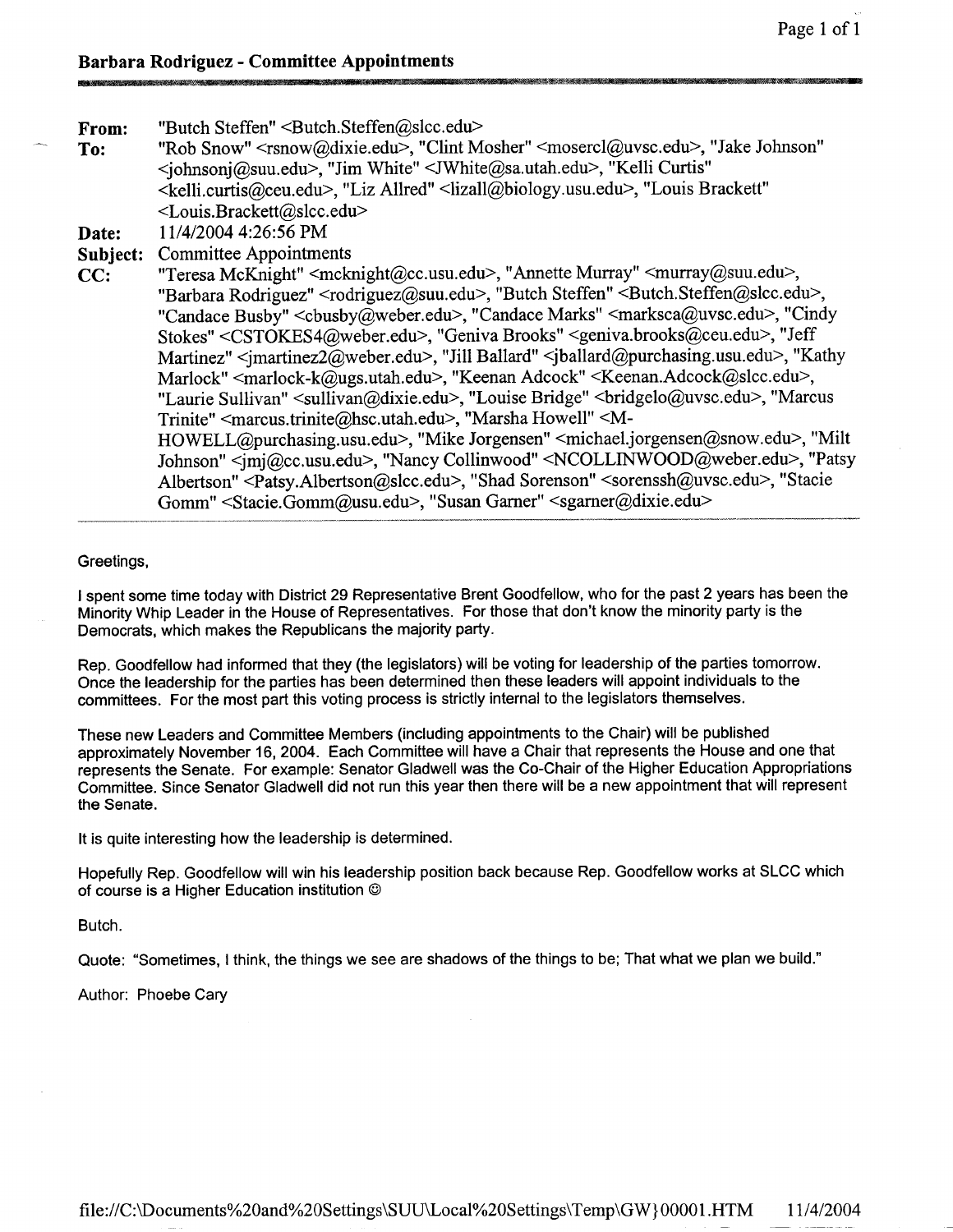**Barbara Rodriguez - Committee Appointments**

**From:** "Butch Steffen" <Butch.Steffen@slcc.edu>
**To:** "Rob Snow" <rsnow@dixie.edu>, "Clint Mosher" <mosercl@uvsc.edu>, "Jake Johnson" <johnsonj@suu.edu>, "Jim White" <JWhite@sa.utah.edu>, "Kelli Curtis" <kelli.curtis@ceu.edu>, "Liz Allred" <lizall@biology.usu.edu>, "Louis Brackett" <Louis.Brackett@slcc.edu>
**Date:** 11/4/2004 4:26:56 PM
**Subject:** Committee Appointments
**CC:** "Teresa McKnight" <mcknight@cc.usu.edu>, "Annette Murray" <murray@suu.edu>, "Barbara Rodriguez" <rodriguez@suu.edu>, "Butch Steffen" <Butch.Steffen@slcc.edu>, "Candace Busby" <cbusby@weber.edu>, "Candace Marks" <marksca@uvsc.edu>, "Cindy Stokes" <CSTOKES4@weber.edu>, "Geniva Brooks" <geniva.brooks@ceu.edu>, "Jeff Martinez" <jmartinez2@weber.edu>, "Jill Ballard" <jballard@purchasing.usu.edu>, "Kathy Marlock" <marlock-k@ugs.utah.edu>, "Keenan Adcock" <Keenan.Adcock@slcc.edu>, "Laurie Sullivan" <sullivan@dixie.edu>, "Louise Bridge" <bridgelo@uvsc.edu>, "Marcus Trinite" <marcus.trinite@hsc.utah.edu>, "Marsha Howell" <M-HOWELL@purchasing.usu.edu>, "Mike Jorgensen" <michael.jorgensen@snow.edu>, "Milt Johnson" <jmj@cc.usu.edu>, "Nancy Collinwood" <NCOLLINWOOD@weber.edu>, "Patsy Albertson" <Patsy.Albertson@slcc.edu>, "Shad Sorenson" <sorenssh@uvsc.edu>, "Stacie Gomm" <Stacie.Gomm@usu.edu>, "Susan Garner" <sgarner@dixie.edu>

---

Greetings,

I spent some time today with District 29 Representative Brent Goodfellow, who for the past 2 years has been the Minority Whip Leader in the House of Representatives. For those that don't know the minority party is the Democrats, which makes the Republicans the majority party.

Rep. Goodfellow had informed that they (the legislators) will be voting for leadership of the parties tomorrow. Once the leadership for the parties has been determined then these leaders will appoint individuals to the committees. For the most part this voting process is strictly internal to the legislators themselves.

These new Leaders and Committee Members (including appointments to the Chair) will be published approximately November 16, 2004. Each Committee will have a Chair that represents the House and one that represents the Senate. For example: Senator Gladwell was the Co-Chair of the Higher Education Appropriations Committee. Since Senator Gladwell did not run this year then there will be a new appointment that will represent the Senate.

It is quite interesting how the leadership is determined.

Hopefully Rep. Goodfellow will win his leadership position back because Rep. Goodfellow works at SLCC which of course is a Higher Education institution ☺

Butch.

Quote: "Sometimes, I think, the things we see are shadows of the things to be; That what we plan we build."

Author: Phoebe Cary

file://C:\Documents%20and%20Settings\SUU\Local%20Settings\Temp\GW}00001.HTM 11/4/2004